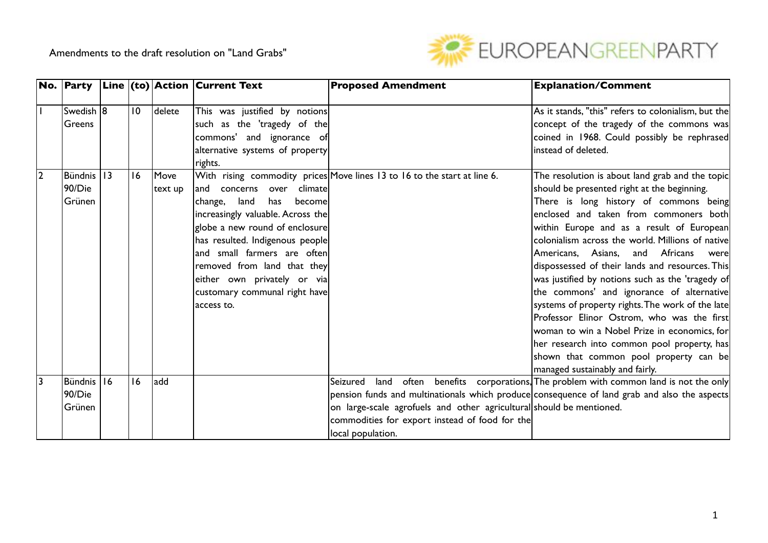Amendments to the draft resolution on "Land Grabs"

EUROPEANGREENPARTY

| No. | Party | Line | (to) | Action | Current Text | Proposed Amendment | Explanation/Comment |
|---|---|---|---|---|---|---|---|
| 1 | Swedish Greens | 8 | 10 | delete | This was justified by notions such as the 'tragedy of the commons' and ignorance of alternative systems of property rights. | | As it stands, "this" refers to colonialism, but the concept of the tragedy of the commons was coined in 1968. Could possibly be rephrased instead of deleted. |
| 2 | Bündnis 90/Die Grünen | 13 | 16 | Move text up | With rising commodity prices and concerns over climate change, land has become increasingly valuable. Across the globe a new round of enclosure has resulted. Indigenous people and small farmers are often removed from land that they either own privately or via customary communal right have access to. | Move lines 13 to 16 to the start at line 6. | The resolution is about land grab and the topic should be presented right at the beginning. There is long history of commons being enclosed and taken from commoners both within Europe and as a result of European colonialism across the world. Millions of native Americans, Asians, and Africans were dispossessed of their lands and resources. This was justified by notions such as the 'tragedy of the commons' and ignorance of alternative systems of property rights. The work of the late Professor Elinor Ostrom, who was the first woman to win a Nobel Prize in economics, for her research into common pool property, has shown that common pool property can be managed sustainably and fairly. |
| 3 | Bündnis 90/Die Grünen | 16 | 16 | add | | Seizured land often benefits corporations, pension funds and multinationals which produce on large-scale agrofuels and other agricultural commodities for export instead of food for the local population. | The problem with common land is not the only consequence of land grab and also the aspects should be mentioned. |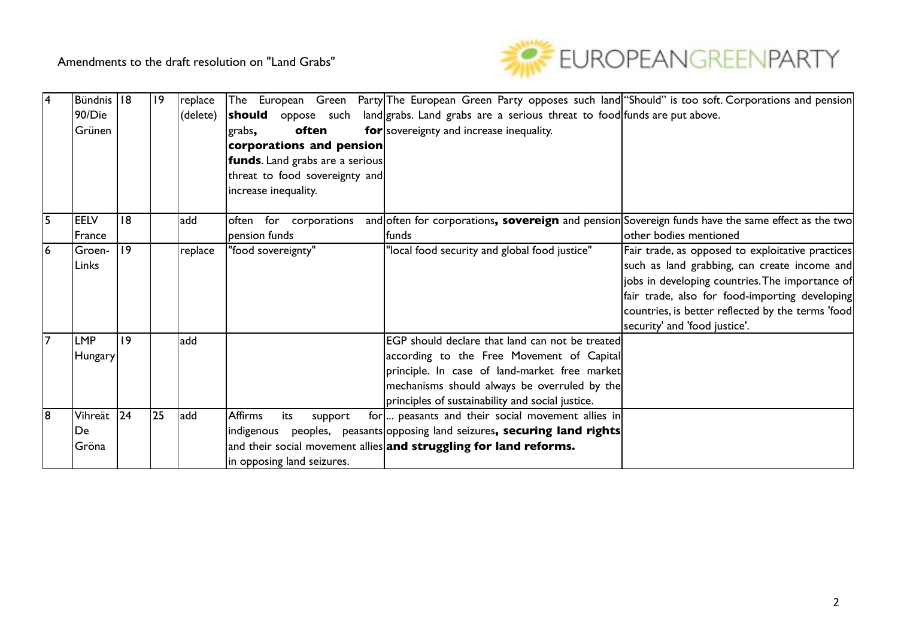Amendments to the draft resolution on "Land Grabs"

| 4 | Bündnis 90/Die Grünen | 18 | 19 | replace (delete) | The European Green Party **should** oppose such land grabs**, often for corporations and pension funds**. Land grabs are a serious threat to food sovereignty and increase inequality. | The European Green Party opposes such land grabs. Land grabs are a serious threat to food sovereignty and increase inequality. | "Should" is too soft. Corporations and pension funds are put above. |
|---|---|---|---|---|---|---|---|
| 5 | EELV France | 18 | | add | often for corporations and pension funds | often for corporations**, sovereign** and pension funds | Sovereign funds have the same effect as the two other bodies mentioned |
| 6 | Groen-Links | 19 | | replace | "food sovereignty" | "local food security and global food justice" | Fair trade, as opposed to exploitative practices such as land grabbing, can create income and jobs in developing countries. The importance of fair trade, also for food-importing developing countries, is better reflected by the terms 'food security' and 'food justice'. |
| 7 | LMP Hungary | 19 | | add | | EGP should declare that land can not be treated according to the Free Movement of Capital principle. In case of land-market free market mechanisms should always be overruled by the principles of sustainability and social justice. | |
| 8 | Vihreät De Gröna | 24 | 25 | add | Affirms its support for indigenous peoples, peasants and their social movement allies in opposing land seizures. | ... peasants and their social movement allies in opposing land seizures**, securing land rights and struggling for land reforms.** | |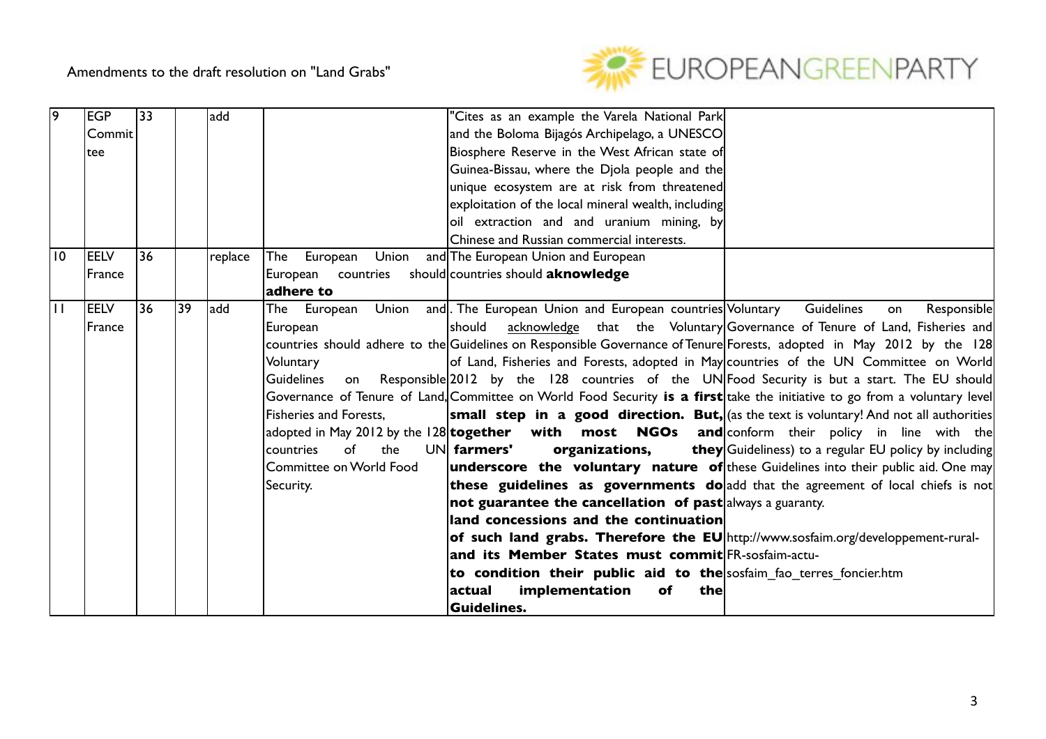Amendments to the draft resolution on "Land Grabs"

| 9 | EGP Committee | 33 | | add | | "Cites as an example the Varela National Park and the Boloma Bijagós Archipelago, a UNESCO Biosphere Reserve in the West African state of Guinea-Bissau, where the Djola people and the unique ecosystem are at risk from threatened exploitation of the local mineral wealth, including oil extraction and and uranium mining, by Chinese and Russian commercial interests. | |
|---|---|---|---|---|---|---|---|
| 10 | EELV France | 36 | | replace | The European Union and European countries should **adhere to** | The European Union and European countries should **aknowledge** | |
| 11 | EELV France | 36 | 39 | add | The European Union and European countries should adhere to the Voluntary Guidelines on Responsible Governance of Tenure of Land, Fisheries and Forests, adopted in May 2012 by the 128 countries of the UN Committee on World Food Security. | . The European Union and European countries should <u>acknowledge</u> that the Voluntary Guidelines on Responsible Governance of Tenure of Land, Fisheries and Forests, adopted in May 2012 by the 128 countries of the UN Committee on World Food Security **is a first small step in a good direction. But, together with most NGOs and farmers' organizations, they underscore the voluntary nature of these guidelines as governments do not guarantee the cancellation of past land concessions and the continuation of such land grabs. Therefore the EU and its Member States must commit to condition their public aid to the actual implementation of the Guidelines.** | Voluntary Guidelines on Responsible Governance of Tenure of Land, Fisheries and Forests, adopted in May 2012 by the 128 countries of the UN Committee on World Food Security is but a start. The EU should take the initiative to go from a voluntary level (as the text is voluntary! And not all authorities conform their policy in line with the Guideliness) to a regular EU policy by including these Guidelines into their public aid. One may add that the agreement of local chiefs is not always a guaranty. http://www.sosfaim.org/developpement-rural-FR-sosfaim-actu-sosfaim_fao_terres_foncier.htm |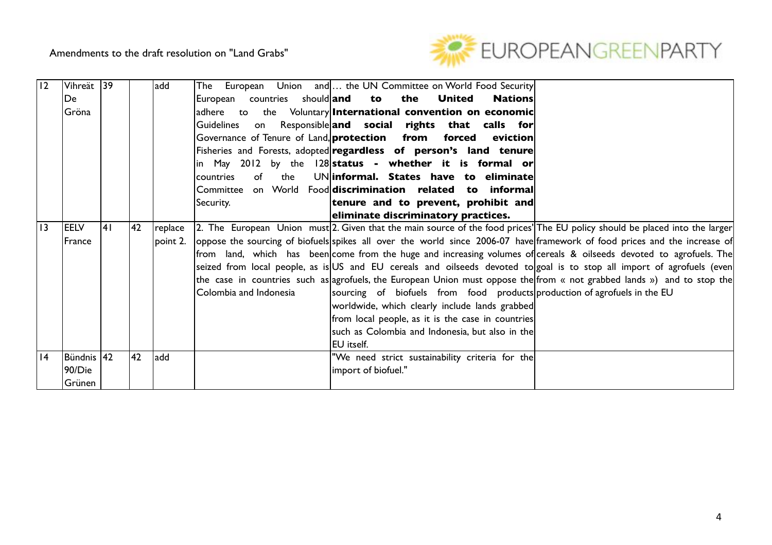| 12 | Vihreät De Gröna | 39 | | add | The European Union and European countries should adhere to the Voluntary Guidelines on Responsible Governance of Tenure of Land, Fisheries and Forests, adopted in May 2012 by the 128 countries of the UN Committee on World Food Security. | … the UN Committee on World Food Security **and to the United Nations International convention on economic and social rights that calls for protection from forced eviction regardless of person's land tenure status - whether it is formal or informal. States have to eliminate discrimination related to informal tenure and to prevent, prohibit and eliminate discriminatory practices.** | |
|---|---|---|---|---|---|---|---|
| 13 | EELV France | 41 | 42 | replace point 2. | 2. The European Union must oppose the sourcing of biofuels from land, which has been seized from local people, as is the case in countries such as Colombia and Indonesia | 2. Given that the main source of the food prices' spikes all over the world since 2006-07 have come from the huge and increasing volumes of US and EU cereals and oilseeds devoted to agrofuels, the European Union must oppose the sourcing of biofuels from food products worldwide, which clearly include lands grabbed from local people, as it is the case in countries such as Colombia and Indonesia, but also in the EU itself. | The EU policy should be placed into the larger framework of food prices and the increase of cereals & oilseeds devoted to agrofuels. The goal is to stop all import of agrofuels (even from « not grabbed lands ») and to stop the production of agrofuels in the EU |
| 14 | Bündnis 90/Die Grünen | 42 | 42 | add | | "We need strict sustainability criteria for the import of biofuel." | |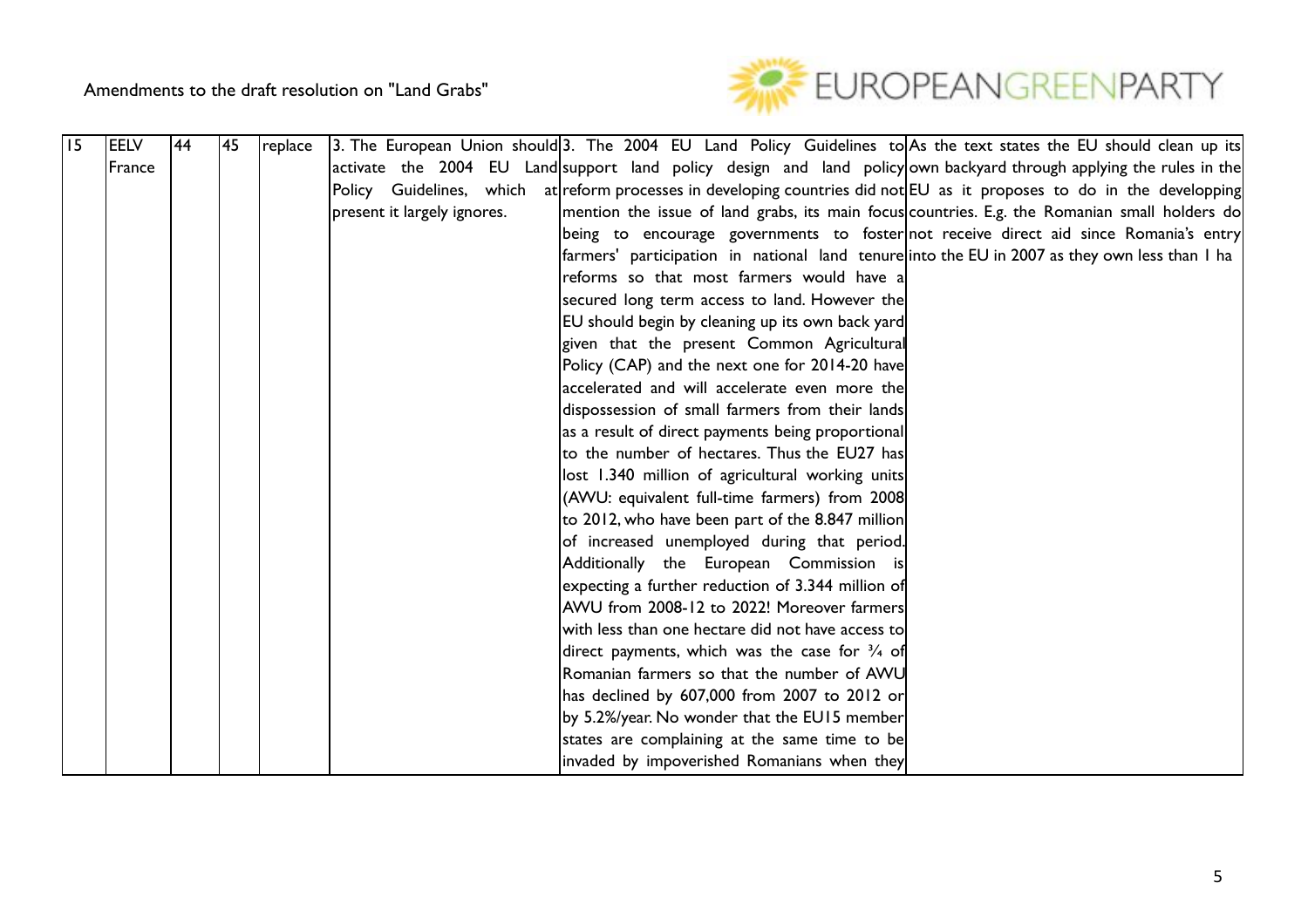Amendments to the draft resolution on "Land Grabs"

| 15 | EELV France | 44 | 45 | replace | 3. The European Union should activate the 2004 EU Land Policy Guidelines, which at present it largely ignores. | 3. The 2004 EU Land Policy Guidelines to support land policy design and land policy reform processes in developing countries did not mention the issue of land grabs, its main focus being to encourage governments to foster farmers' participation in national land tenure reforms so that most farmers would have a secured long term access to land. However the EU should begin by cleaning up its own back yard given that the present Common Agricultural Policy (CAP) and the next one for 2014-20 have accelerated and will accelerate even more the dispossession of small farmers from their lands as a result of direct payments being proportional to the number of hectares. Thus the EU27 has lost 1.340 million of agricultural working units (AWU: equivalent full-time farmers) from 2008 to 2012, who have been part of the 8.847 million of increased unemployed during that period. Additionally the European Commission is expecting a further reduction of 3.344 million of AWU from 2008-12 to 2022! Moreover farmers with less than one hectare did not have access to direct payments, which was the case for ¾ of Romanian farmers so that the number of AWU has declined by 607,000 from 2007 to 2012 or by 5.2%/year. No wonder that the EU15 member states are complaining at the same time to be invaded by impoverished Romanians when they | As the text states the EU should clean up its own backyard through applying the rules in the EU as it proposes to do in the developping countries. E.g. the Romanian small holders do not receive direct aid since Romania's entry into the EU in 2007 as they own less than 1 ha |
|---|---|---|---|---|---|---|---|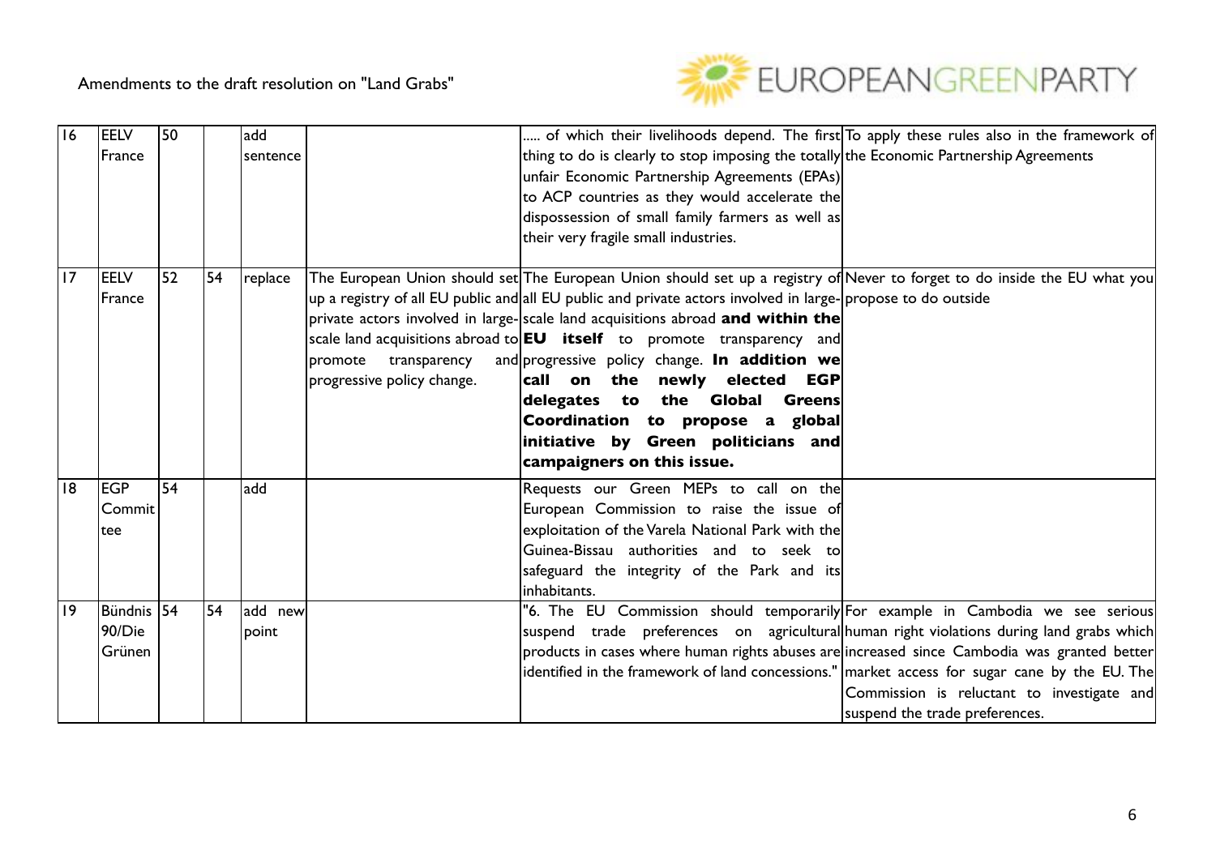| | | | | | | | |
|---|---|---|---|---|---|---|---|
| 16 | EELV France | 50 | | add sentence | | ..... of which their livelihoods depend. The first thing to do is clearly to stop imposing the totally unfair Economic Partnership Agreements (EPAs) to ACP countries as they would accelerate the dispossession of small family farmers as well as their very fragile small industries. | To apply these rules also in the framework of the Economic Partnership Agreements |
| 17 | EELV France | 52 | 54 | replace | The European Union should set up a registry of all EU public and private actors involved in large-scale land acquisitions abroad to promote transparency and progressive policy change. | The European Union should set up a registry of all EU public and private actors involved in large-scale land acquisitions abroad **and within the EU itself** to promote transparency and progressive policy change. **In addition we call on the newly elected EGP delegates to the Global Greens Coordination to propose a global initiative by Green politicians and campaigners on this issue.** | Never to forget to do inside the EU what you propose to do outside |
| 18 | EGP Committee | 54 | | add | | Requests our Green MEPs to call on the European Commission to raise the issue of exploitation of the Varela National Park with the Guinea-Bissau authorities and to seek to safeguard the integrity of the Park and its inhabitants. | |
| 19 | Bündnis 90/Die Grünen | 54 | 54 | add new point | | "6. The EU Commission should temporarily suspend trade preferences on agricultural products in cases where human rights abuses are identified in the framework of land concessions." | For example in Cambodia we see serious human right violations during land grabs which increased since Cambodia was granted better market access for sugar cane by the EU. The Commission is reluctant to investigate and suspend the trade preferences. |